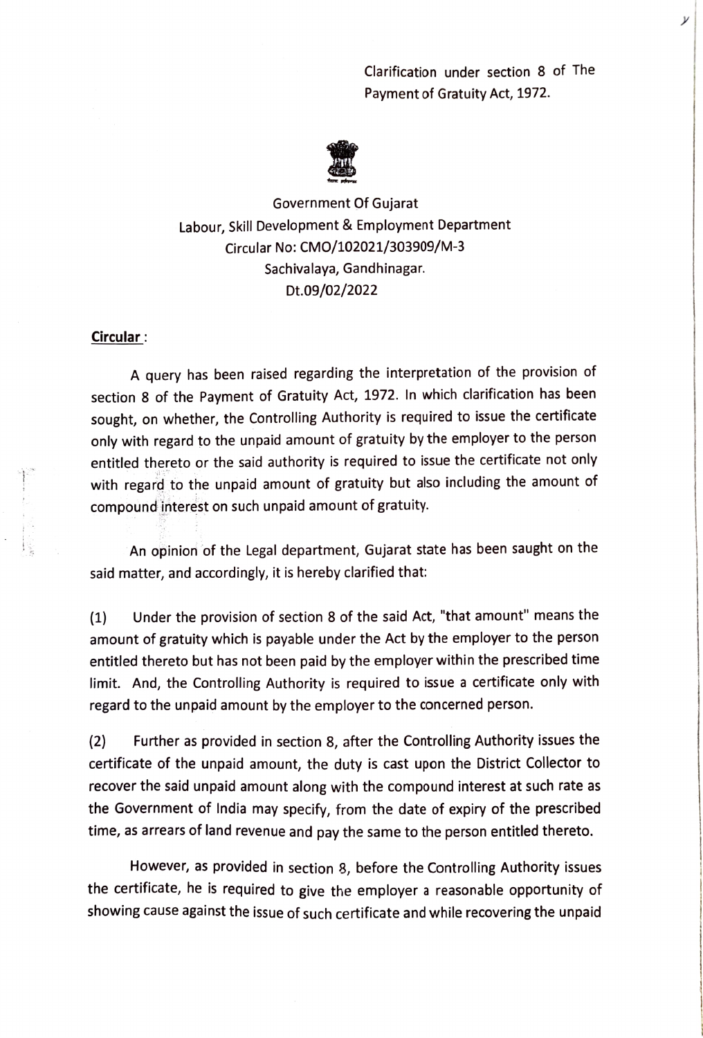Clarification under section 8 of The Payment of Gratuity Act, 1972.

Government Of Gujarat
Labour, Skill Development & Employment Department
Circular No: CMO/102021/303909/M-3
Sachivalaya, Gandhinagar.
Dt.09/02/2022

**Circular** :

A query has been raised regarding the interpretation of the provision of section 8 of the Payment of Gratuity Act, 1972. In which clarification has been sought, on whether, the Controlling Authority is required to issue the certificate only with regard to the unpaid amount of gratuity by the employer to the person entitled thereto or the said authority is required to issue the certificate not only with regard to the unpaid amount of gratuity but also including the amount of compound interest on such unpaid amount of gratuity.

An opinion of the Legal department, Gujarat state has been saught on the said matter, and accordingly, it is hereby clarified that:

(1) Under the provision of section 8 of the said Act, "that amount" means the amount of gratuity which is payable under the Act by the employer to the person entitled thereto but has not been paid by the employer within the prescribed time limit. And, the Controlling Authority is required to issue a certificate only with regard to the unpaid amount by the employer to the concerned person.

(2) Further as provided in section 8, after the Controlling Authority issues the certificate of the unpaid amount, the duty is cast upon the District Collector to recover the said unpaid amount along with the compound interest at such rate as the Government of India may specify, from the date of expiry of the prescribed time, as arrears of land revenue and pay the same to the person entitled thereto.

However, as provided in section 8, before the Controlling Authority issues the certificate, he is required to give the employer a reasonable opportunity of showing cause against the issue of such certificate and while recovering the unpaid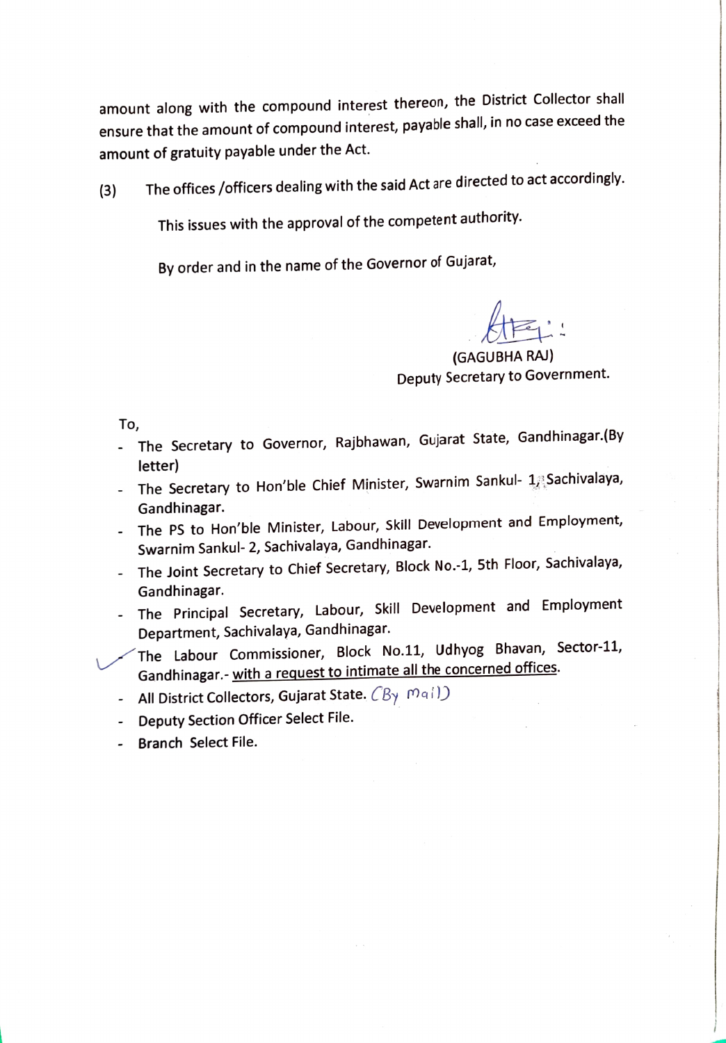amount along with the compound interest thereon, the District Collector shall ensure that the amount of compound interest, payable shall, in no case exceed the amount of gratuity payable under the Act.

(3) The offices /officers dealing with the said Act are directed to act accordingly.

This issues with the approval of the competent authority.

By order and in the name of the Governor of Gujarat,

(GAGUBHA RAJ)
Deputy Secretary to Government.

To,

- The Secretary to Governor, Rajbhawan, Gujarat State, Gandhinagar.(By letter)
- The Secretary to Hon'ble Chief Minister, Swarnim Sankul- 1, Sachivalaya, Gandhinagar.
- The PS to Hon'ble Minister, Labour, Skill Development and Employment, Swarnim Sankul- 2, Sachivalaya, Gandhinagar.
- The Joint Secretary to Chief Secretary, Block No.-1, 5th Floor, Sachivalaya, Gandhinagar.
- The Principal Secretary, Labour, Skill Development and Employment Department, Sachivalaya, Gandhinagar.
- The Labour Commissioner, Block No.11, Udhyog Bhavan, Sector-11, Gandhinagar.- with a request to intimate all the concerned offices.
- All District Collectors, Gujarat State. (By mail)
- Deputy Section Officer Select File.
- Branch Select File.